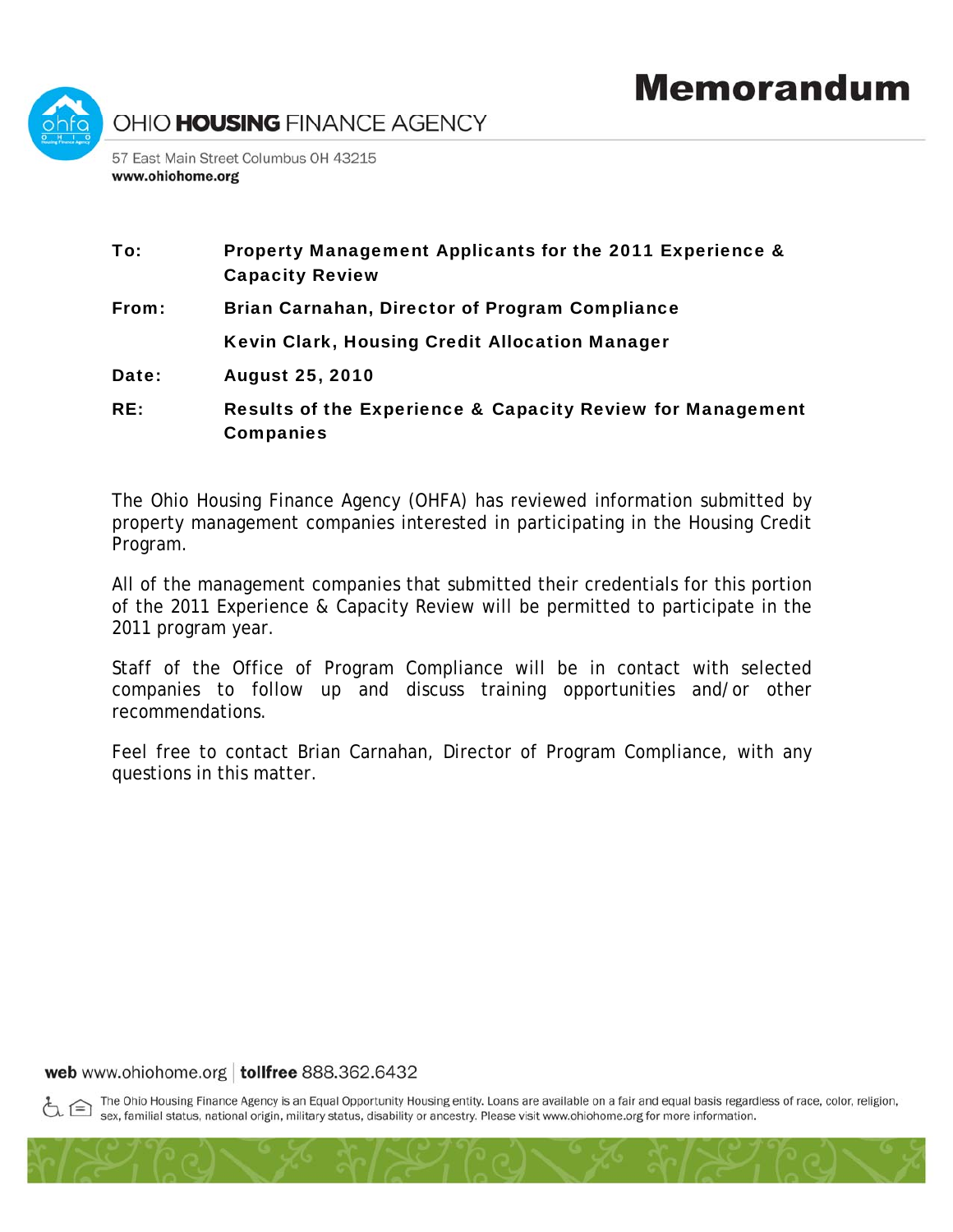# Memorandum

OHIO **HOUSING** FINANCE AGENCY

57 East Main Street Columbus OH 43215
**www.ohiohome.org**

| | |
|---|---|
| **To:** | **Property Management Applicants for the 2011 Experience & Capacity Review** |
| **From:** | **Brian Carnahan, Director of Program Compliance** |
| | **Kevin Clark, Housing Credit Allocation Manager** |
| **Date:** | **August 25, 2010** |
| **RE:** | **Results of the Experience & Capacity Review for Management Companies** |

The Ohio Housing Finance Agency (OHFA) has reviewed information submitted by property management companies interested in participating in the Housing Credit Program.

All of the management companies that submitted their credentials for this portion of the 2011 Experience & Capacity Review will be permitted to participate in the 2011 program year.

Staff of the Office of Program Compliance will be in contact with selected companies to follow up and discuss training opportunities and/or other recommendations.

Feel free to contact Brian Carnahan, Director of Program Compliance, with any questions in this matter.

**web** www.ohiohome.org | **tollfree** 888.362.6432

The Ohio Housing Finance Agency is an Equal Opportunity Housing entity. Loans are available on a fair and equal basis regardless of race, color, religion, sex, familial status, national origin, military status, disability or ancestry. Please visit www.ohiohome.org for more information.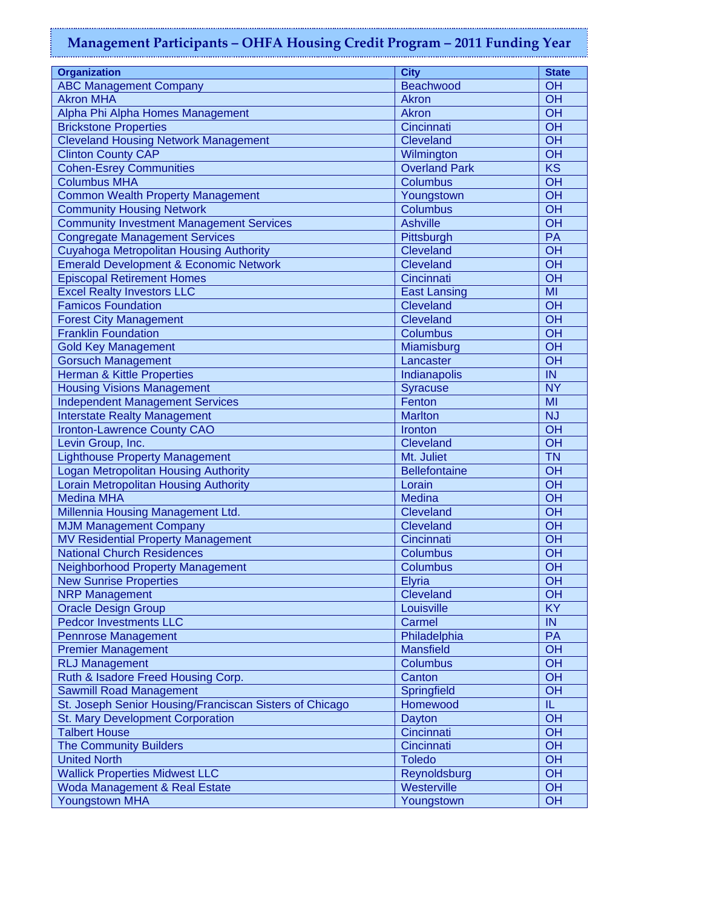# Management Participants – OHFA Housing Credit Program – 2011 Funding Year

| Organization | City | State |
|---|---|---|
| ABC Management Company | Beachwood | OH |
| Akron MHA | Akron | OH |
| Alpha Phi Alpha Homes Management | Akron | OH |
| Brickstone Properties | Cincinnati | OH |
| Cleveland Housing Network Management | Cleveland | OH |
| Clinton County CAP | Wilmington | OH |
| Cohen-Esrey Communities | Overland Park | KS |
| Columbus MHA | Columbus | OH |
| Common Wealth Property Management | Youngstown | OH |
| Community Housing Network | Columbus | OH |
| Community Investment Management Services | Ashville | OH |
| Congregate Management Services | Pittsburgh | PA |
| Cuyahoga Metropolitan Housing Authority | Cleveland | OH |
| Emerald Development & Economic Network | Cleveland | OH |
| Episcopal Retirement Homes | Cincinnati | OH |
| Excel Realty Investors LLC | East Lansing | MI |
| Famicos Foundation | Cleveland | OH |
| Forest City Management | Cleveland | OH |
| Franklin Foundation | Columbus | OH |
| Gold Key Management | Miamisburg | OH |
| Gorsuch Management | Lancaster | OH |
| Herman & Kittle Properties | Indianapolis | IN |
| Housing Visions Management | Syracuse | NY |
| Independent Management Services | Fenton | MI |
| Interstate Realty Management | Marlton | NJ |
| Ironton-Lawrence County CAO | Ironton | OH |
| Levin Group, Inc. | Cleveland | OH |
| Lighthouse Property Management | Mt. Juliet | TN |
| Logan Metropolitan Housing Authority | Bellefontaine | OH |
| Lorain Metropolitan Housing Authority | Lorain | OH |
| Medina MHA | Medina | OH |
| Millennia Housing Management Ltd. | Cleveland | OH |
| MJM Management Company | Cleveland | OH |
| MV Residential Property Management | Cincinnati | OH |
| National Church Residences | Columbus | OH |
| Neighborhood Property Management | Columbus | OH |
| New Sunrise Properties | Elyria | OH |
| NRP Management | Cleveland | OH |
| Oracle Design Group | Louisville | KY |
| Pedcor Investments LLC | Carmel | IN |
| Pennrose Management | Philadelphia | PA |
| Premier Management | Mansfield | OH |
| RLJ Management | Columbus | OH |
| Ruth & Isadore Freed Housing Corp. | Canton | OH |
| Sawmill Road Management | Springfield | OH |
| St. Joseph Senior Housing/Franciscan Sisters of Chicago | Homewood | IL |
| St. Mary Development Corporation | Dayton | OH |
| Talbert House | Cincinnati | OH |
| The Community Builders | Cincinnati | OH |
| United North | Toledo | OH |
| Wallick Properties Midwest LLC | Reynoldsburg | OH |
| Woda Management & Real Estate | Westerville | OH |
| Youngstown MHA | Youngstown | OH |